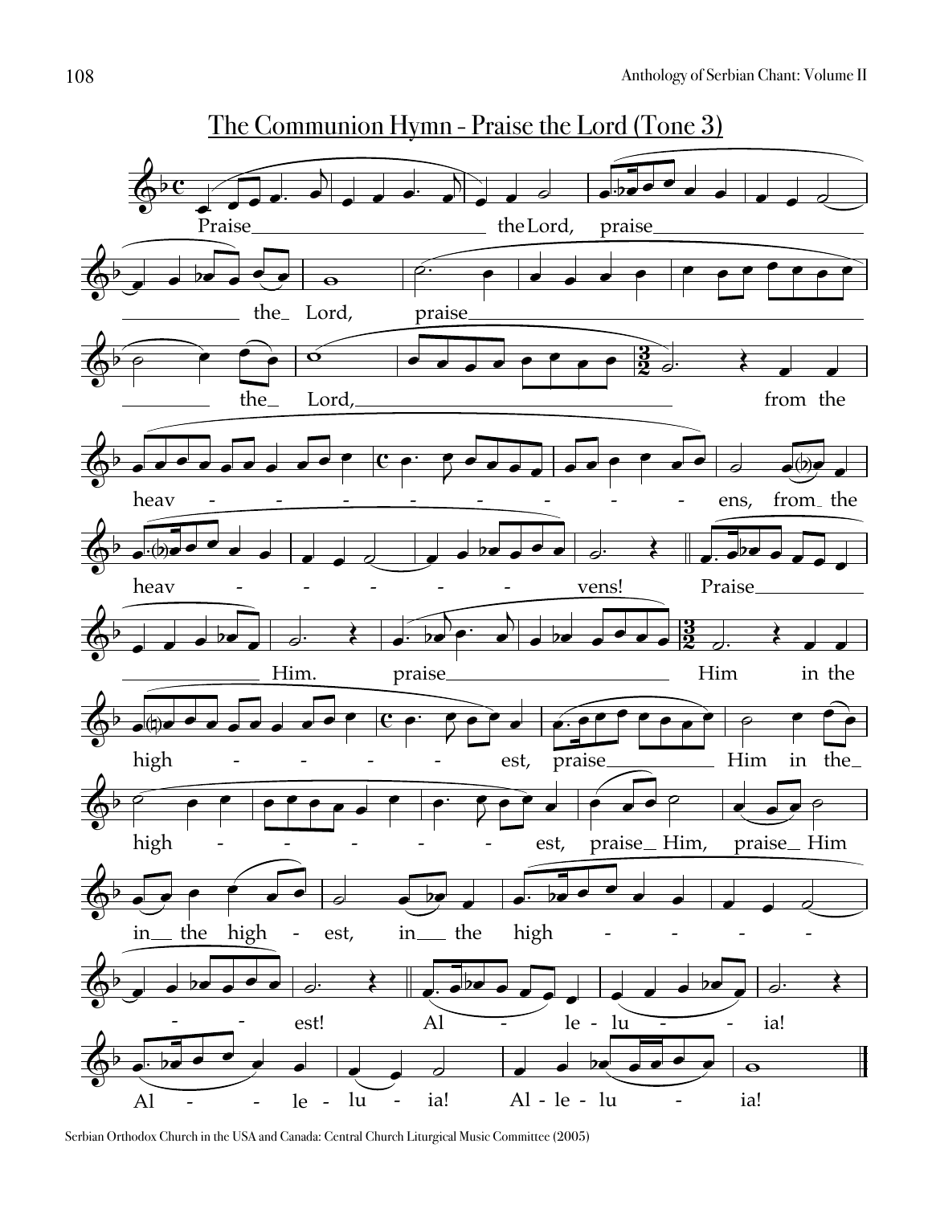# The Communion Hymn - Praise the Lord (Tone 3)

Praise the Lord, praise the Lord, praise the Lord, from the heavens, from the heavens! Praise Him. praise Him in the highest, praise Him in the highest, praise Him, praise Him in the highest, in the highest! Alleluia! Alleluia! Alleluia!

Serbian Orthodox Church in the USA and Canada: Central Church Liturgical Music Committee (2005)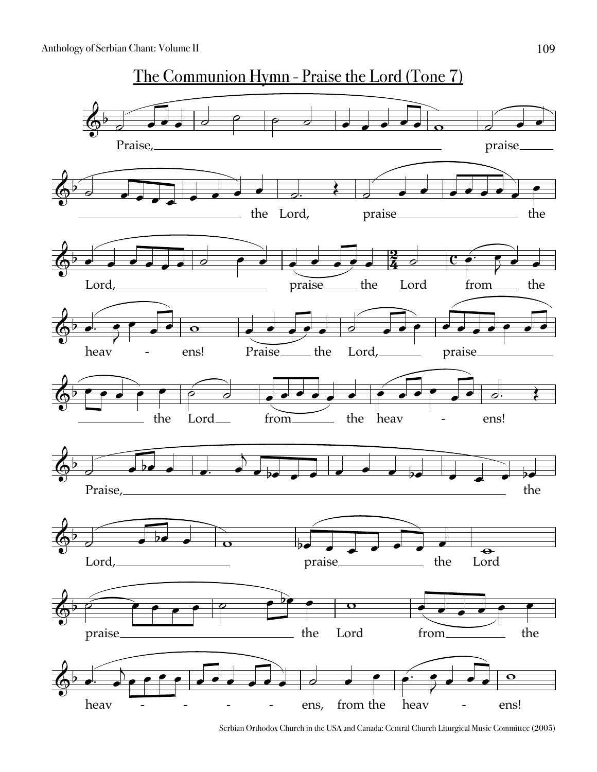# The Communion Hymn - Praise the Lord (Tone 7)

Praise, praise the Lord, praise the Lord, praise the Lord from the heav - ens! Praise the Lord, praise the Lord from the heav - ens!

Praise, the Lord, praise the Lord praise the Lord from the heav - - - - ens, from the heav - ens!

Serbian Orthodox Church in the USA and Canada: Central Church Liturgical Music Committee (2005)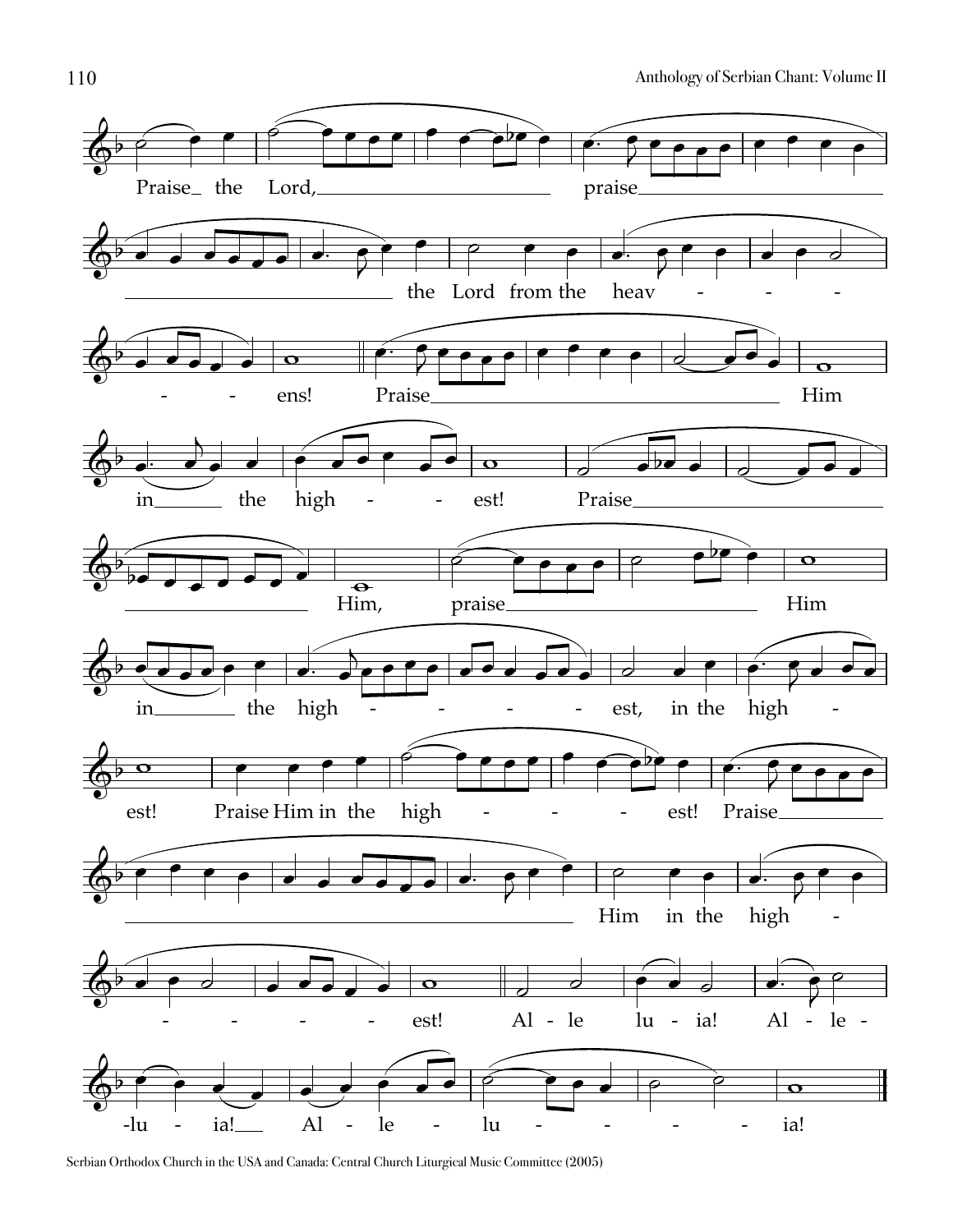Praise the Lord, praise the Lord from the heavens! Praise Him in the highest! Praise Him, praise Him in the highest, in the highest! Praise Him in the highest! Praise Him in the highest! Alleluia! Alleluia! Alleluia!

Serbian Orthodox Church in the USA and Canada: Central Church Liturgical Music Committee (2005)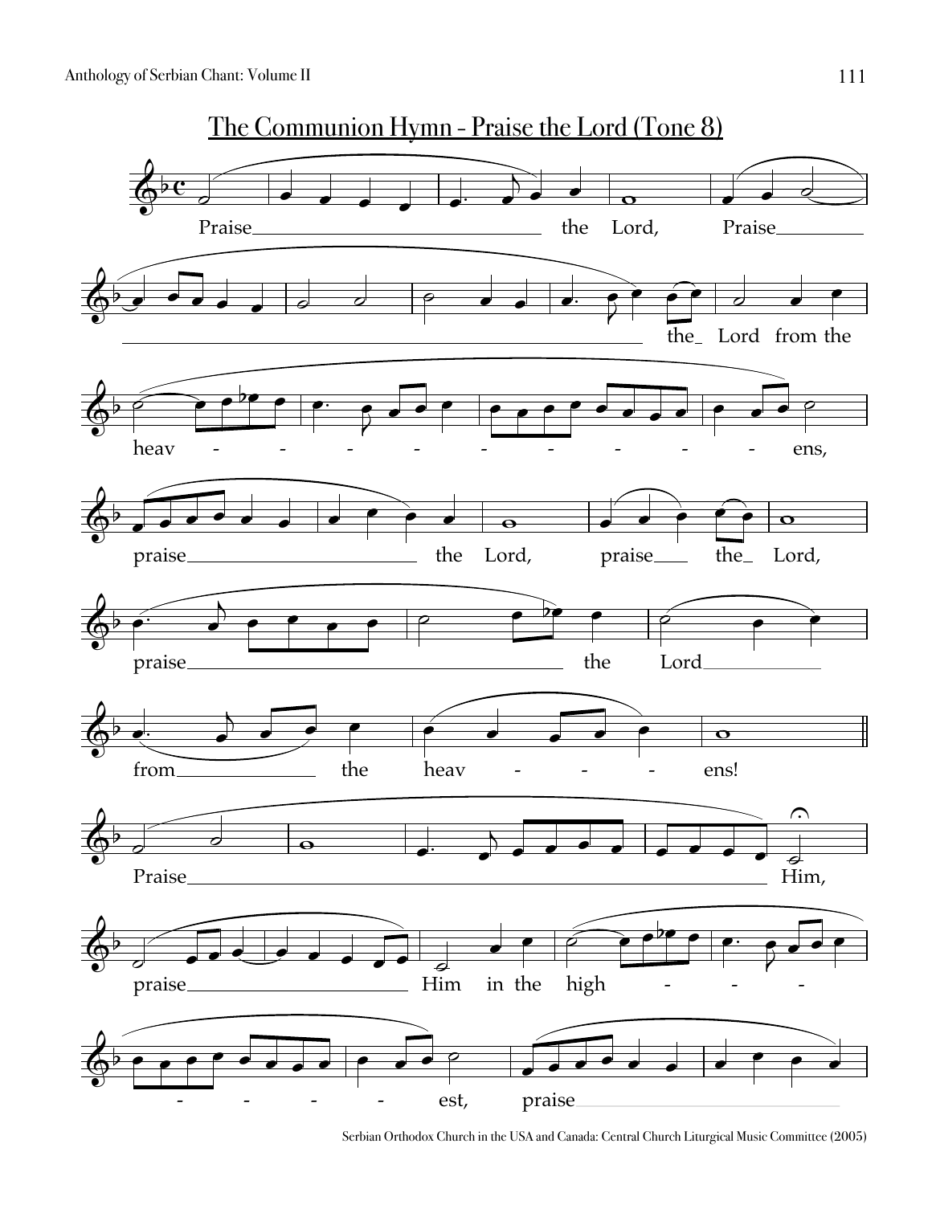# The Communion Hymn - Praise the Lord (Tone 8)

Praise the Lord, Praise the Lord from the heav - - - - - - - - - ens,

praise the Lord, praise the Lord,

praise the Lord from the heav - - - ens!

Praise Him,

praise Him in the high - - - - - - - est, praise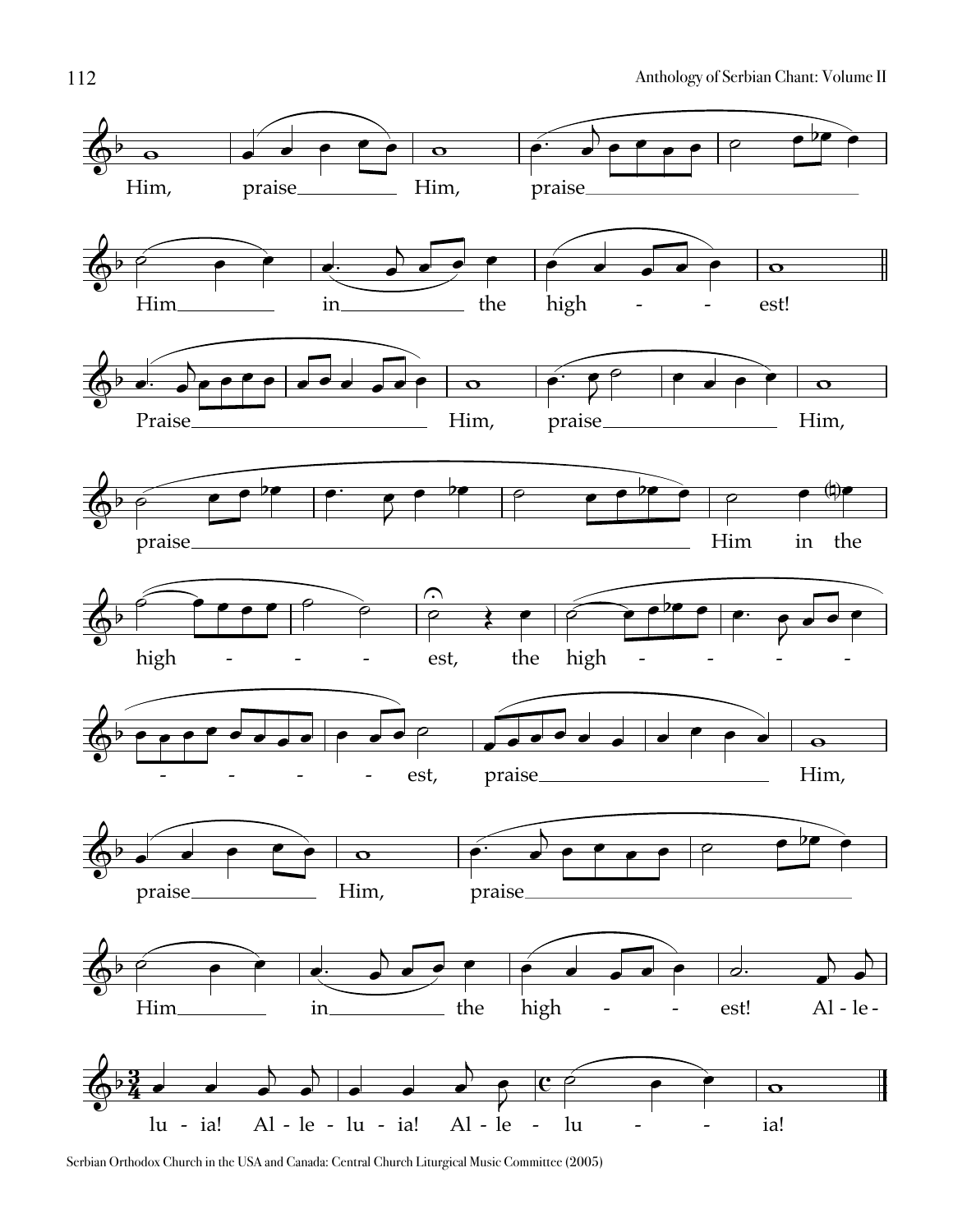Him, praise Him, praise Him in the highest!

Praise Him, praise Him, praise Him in the highest, the highest, praise Him, praise Him, praise Him in the highest! Alleluia! Alleluia! Alleluia!

Serbian Orthodox Church in the USA and Canada: Central Church Liturgical Music Committee (2005)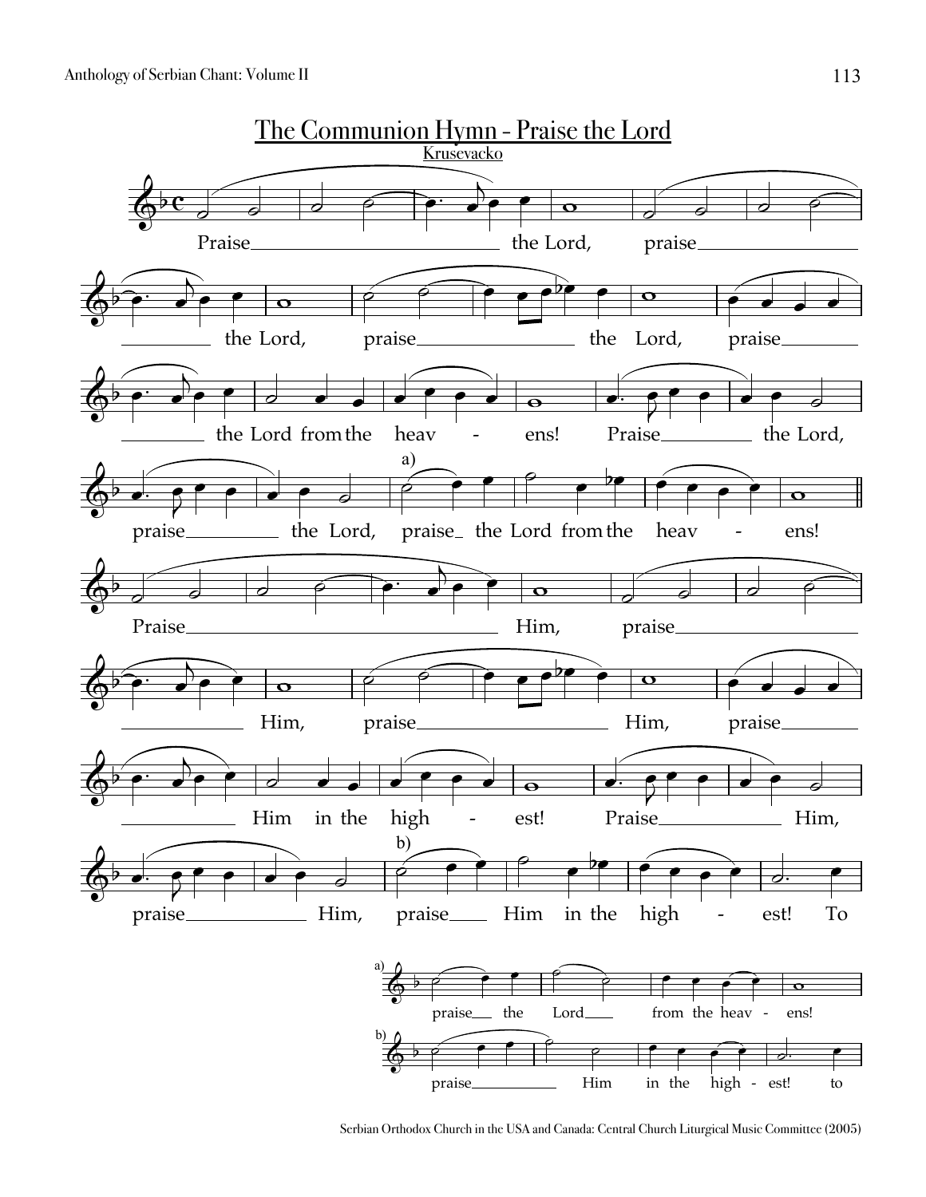# The Communion Hymn - Praise the Lord

Krusevacko

Praise the Lord, praise the Lord, praise the Lord, praise the Lord from the heav - ens! Praise the Lord, praise the Lord, praise the Lord from the heav - ens!

Praise Him, praise Him, praise Him, praise Him in the high - est! Praise Him, praise Him, praise Him in the high - est! To

a) praise the Lord from the heav - ens!

b) praise Him in the high - est! to

Serbian Orthodox Church in the USA and Canada: Central Church Liturgical Music Committee (2005)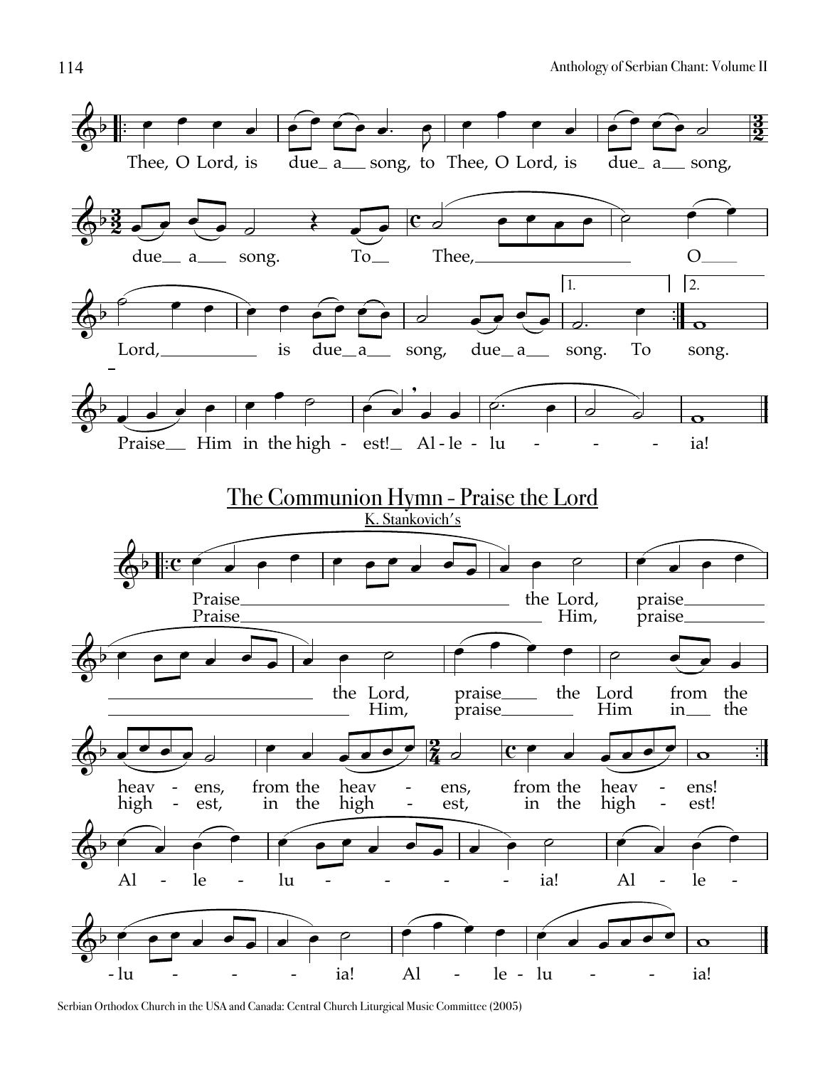Thee, O Lord, is due_ a__ song, to Thee, O Lord, is due_ a__ song,

due__ a___ song. To__ Thee,________________ O____

Lord,__________ is due_a__ song, due_a__ song. To song.

Praise__ Him in the high - est!_ Al - le - lu - - - ia!

## The Communion Hymn - Praise the Lord

K. Stankovich's

Praise______________________________ the Lord, praise________
Praise________________________________ Him, praise________

______________________ the Lord, praise____ the Lord from the
__________________________ Him, praise________ Him in__ the

heav - ens, from the heav - ens, from the heav - ens!
high - est, in the high - est, in the high - est!

Al - le - lu - - - - ia! Al - le -

- lu - - - ia! Al - le - lu - - - ia!

Serbian Orthodox Church in the USA and Canada: Central Church Liturgical Music Committee (2005)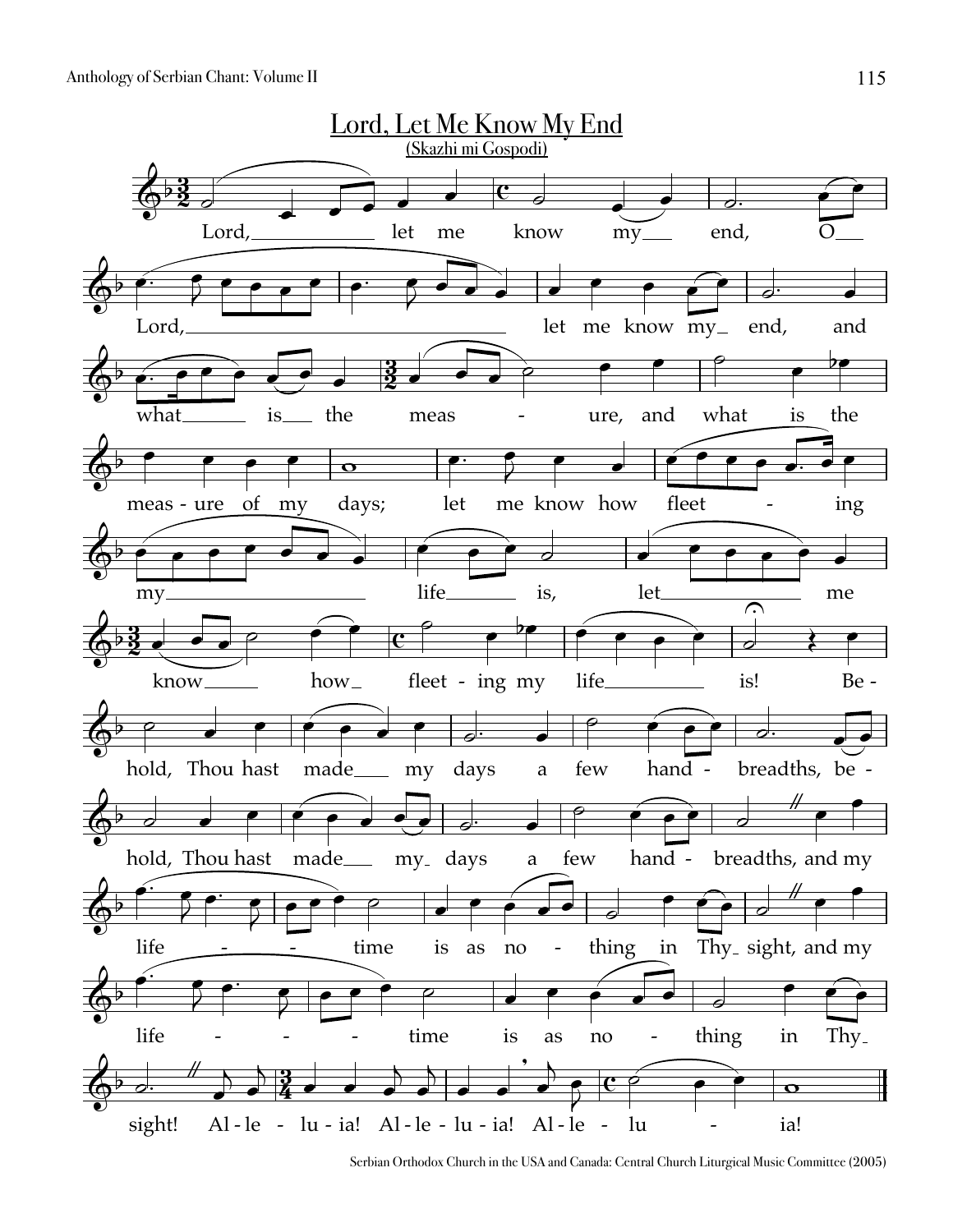# Lord, Let Me Know My End

(Skazhi mi Gospodi)

Lord, let me know my end, O Lord, let me know my end, and what is the measure, and what is the measure of my days; let me know how fleeting my life is, let me know how fleeting my life is! Behold, Thou hast made my days a few handbreadths, behold, Thou hast made my days a few handbreadths, and my lifetime is as nothing in Thy sight, and my lifetime is as nothing in Thy sight! Alleluia! Alleluia! Alleluia!

Serbian Orthodox Church in the USA and Canada: Central Church Liturgical Music Committee (2005)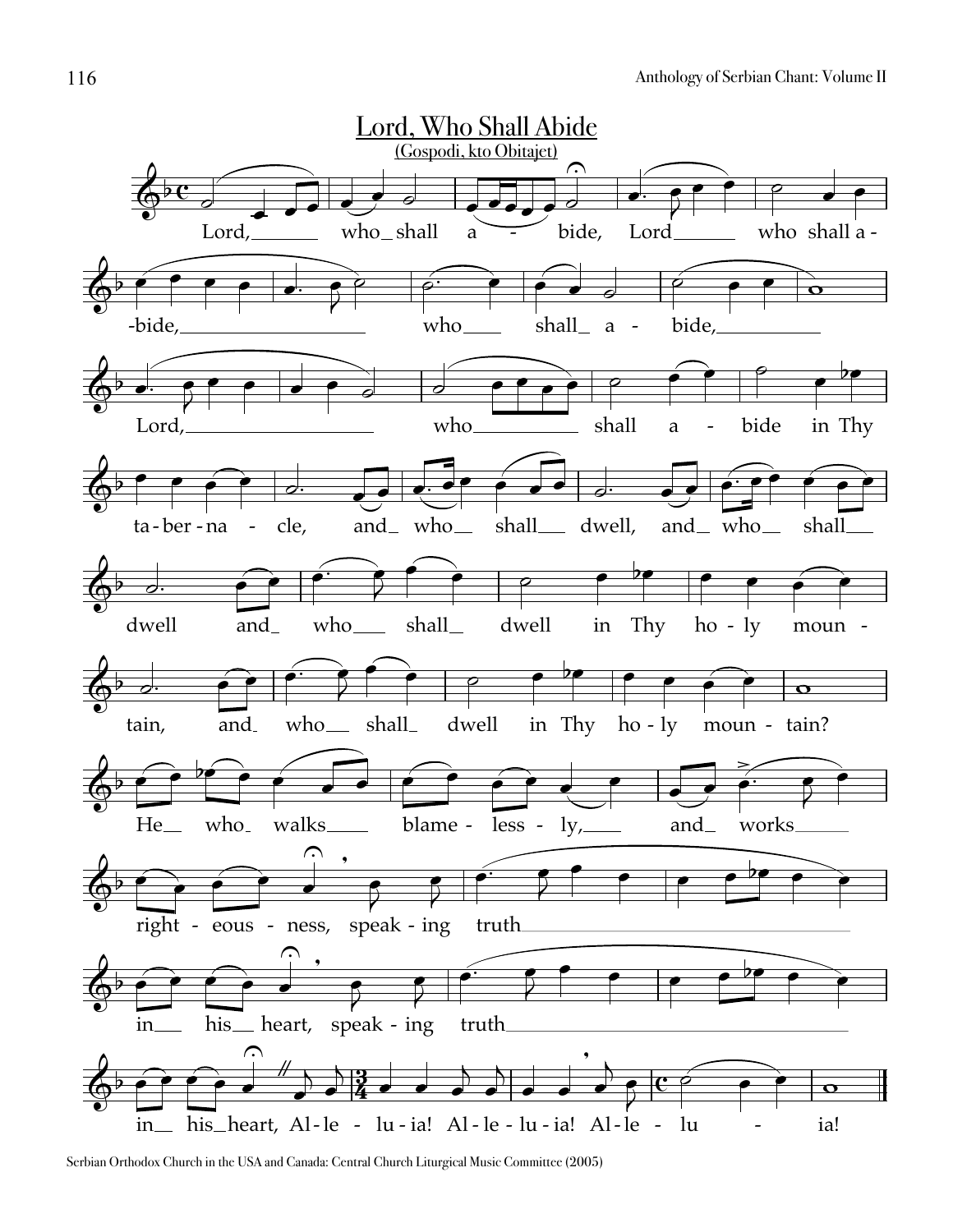# Lord, Who Shall Abide

(Gospodi, kto Obitajet)

Lord, who shall abide, Lord who shall abide, who shall abide, Lord, who shall abide in Thy tabernacle, and who shall dwell, and who shall dwell and who shall dwell in Thy holy mountain, and who shall dwell in Thy holy mountain?

He who walks blamelessly, and works righteousness, speaking truth in his heart, speaking truth in his heart, Alleluia! Alleluia! Alleluia!

Serbian Orthodox Church in the USA and Canada: Central Church Liturgical Music Committee (2005)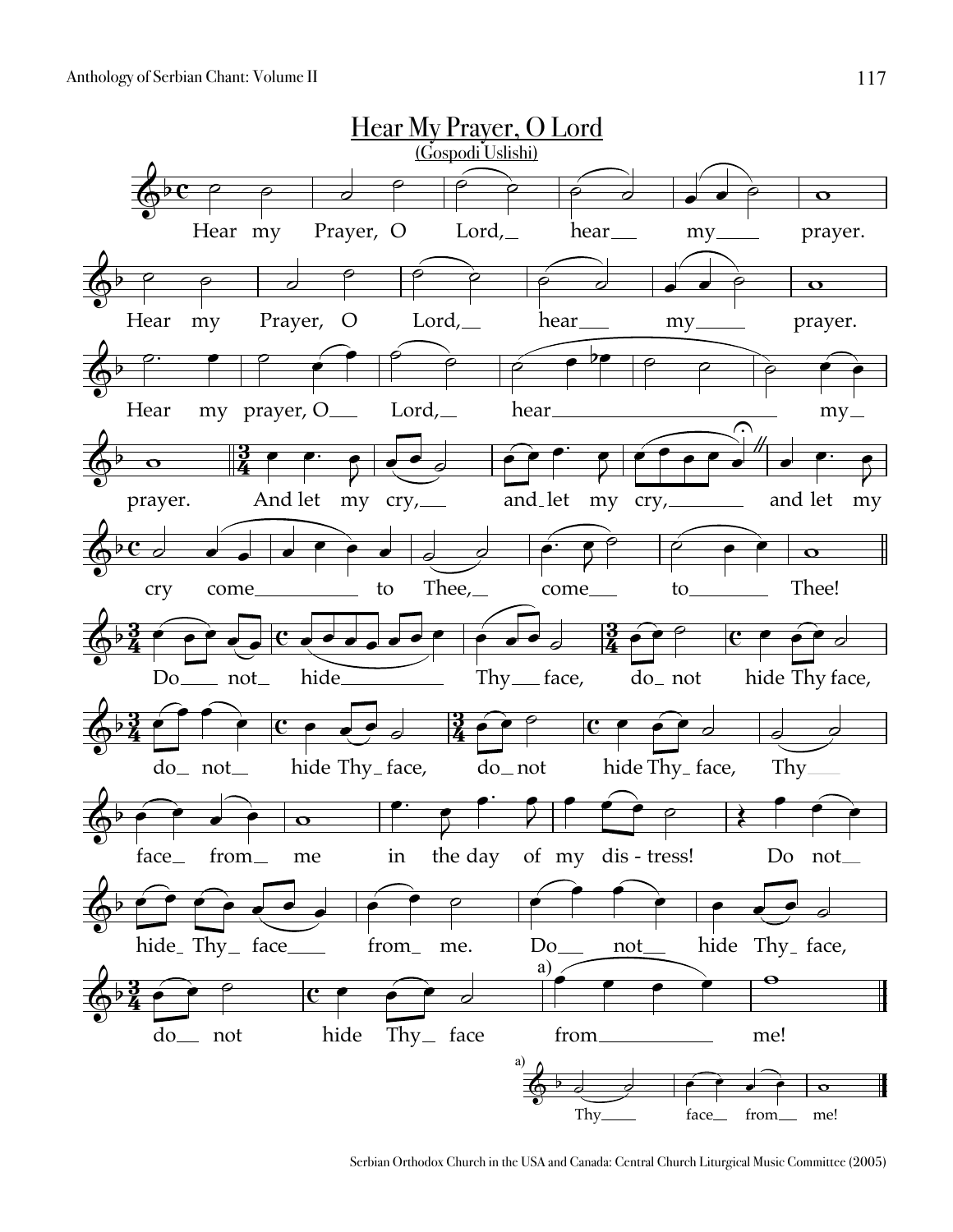# Hear My Prayer, O Lord

(Gospodi Uslishi)

Hear my Prayer, O Lord,_ hear__ my___ prayer.

Hear my Prayer, O Lord,_ hear__ my___ prayer.

Hear my prayer, O__ Lord,_ hear________ my_

prayer. And let my cry,__ and_let my cry,______ and let my

cry come________ to Thee,_ come__ to______ Thee!

Do___ not_ hide________ Thy__ face, do_ not hide Thy face,

do_ not_ hide Thy_ face, do_not hide Thy_ face, Thy___

face_ from_ me in the day of my dis - tress! Do not__

hide_ Thy_ face___ from_ me. Do__ not__ hide Thy_ face,

do__ not hide Thy_ face from________ me!

a) Thy____ face__ from__ me!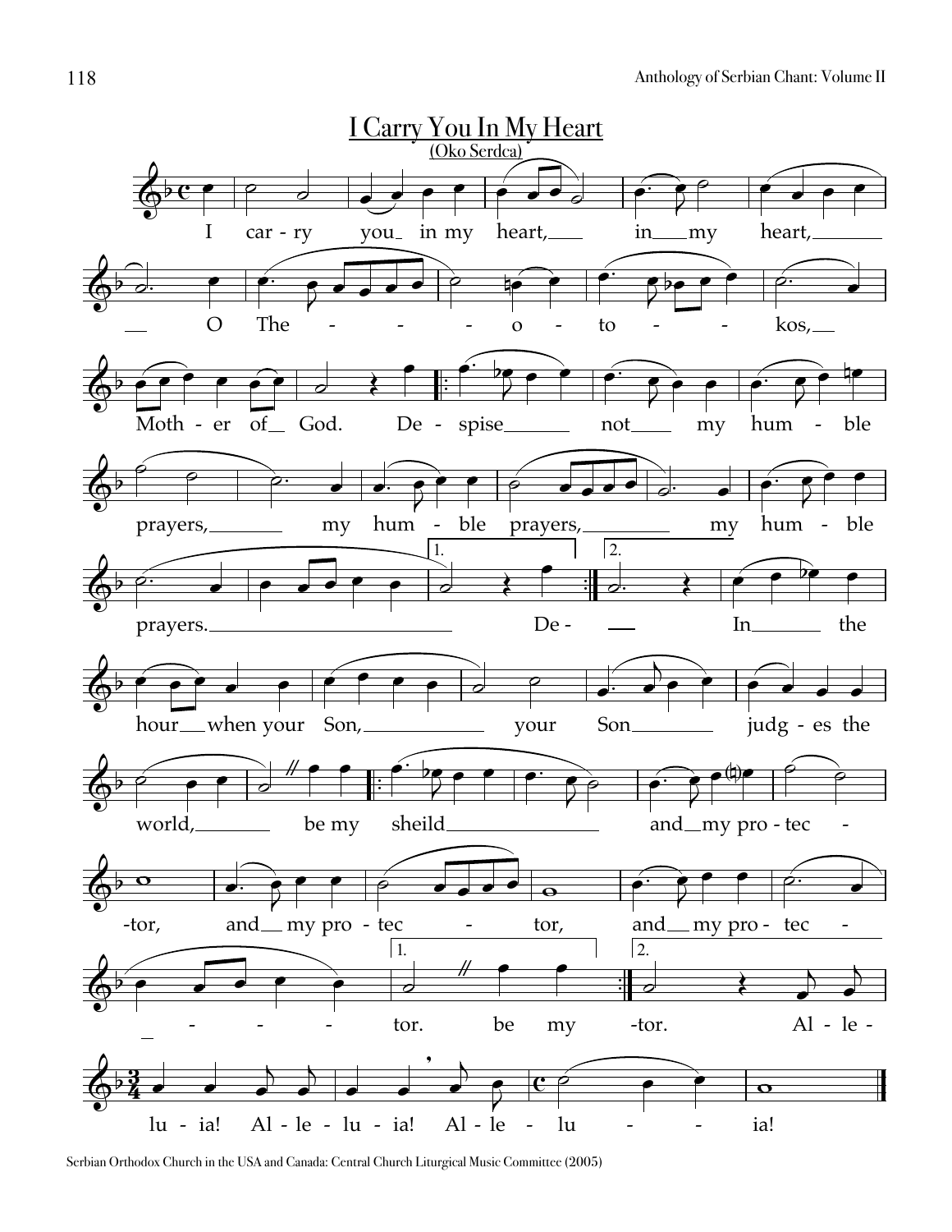# I Carry You In My Heart

(Oko Serdca)

I carry you in my heart, in my heart, O Theotokos, Mother of God. Despise not my humble prayers, my humble prayers, my humble prayers. De- In the hour when your Son, your Son judges the world, be my sheild and my protector, and my protector, and my protector. be my -tor. Alleluia! Alleluia! Alleluia!

Serbian Orthodox Church in the USA and Canada: Central Church Liturgical Music Committee (2005)